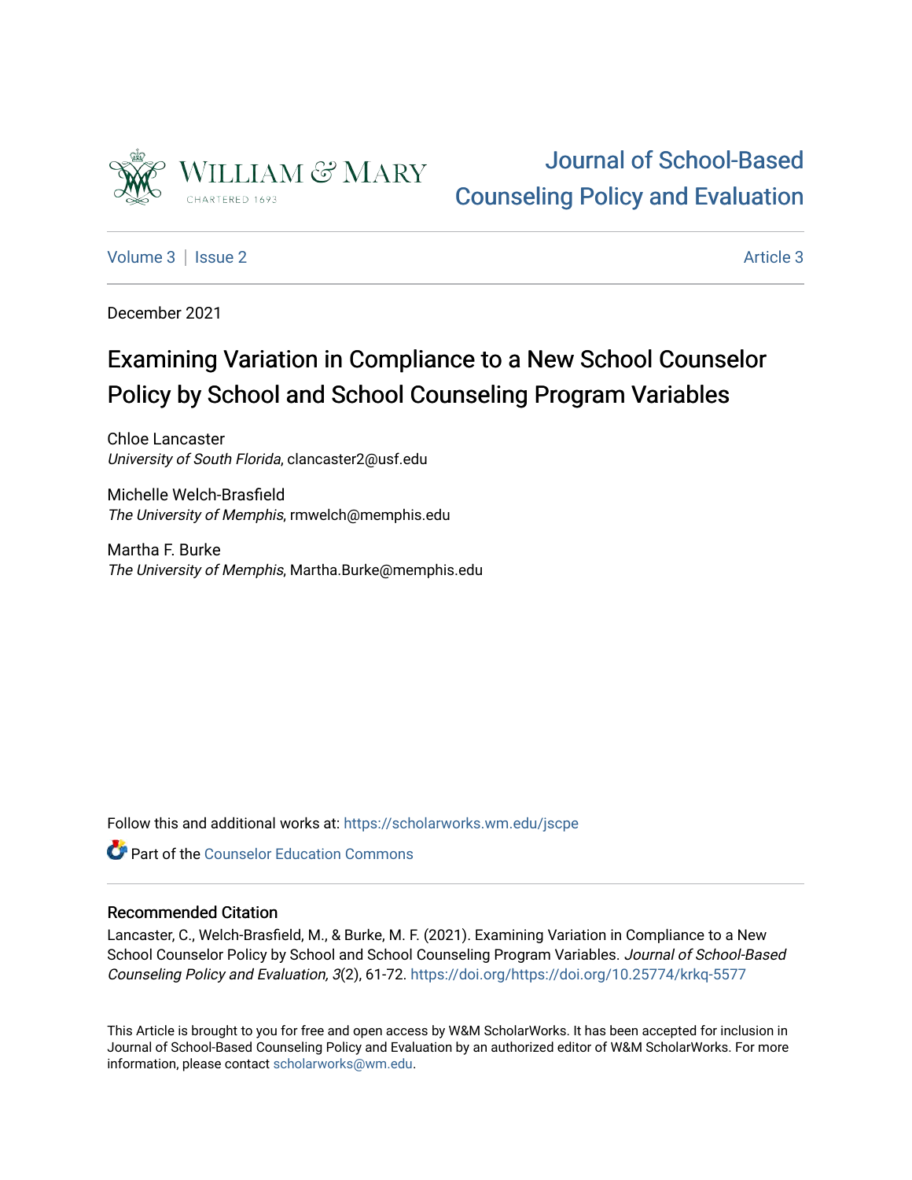# Journal of School-Based Counseling Policy and Evaluation

Volume 3 | Issue 2 | Article 3

December 2021

# Examining Variation in Compliance to a New School Counselor Policy by School and School Counseling Program Variables

Chloe Lancaster
*University of South Florida*, clancaster2@usf.edu

Michelle Welch-Brasfield
*The University of Memphis*, rmwelch@memphis.edu

Martha F. Burke
*The University of Memphis*, Martha.Burke@memphis.edu

Follow this and additional works at: https://scholarworks.wm.edu/jscpe

Part of the Counselor Education Commons

## Recommended Citation

Lancaster, C., Welch-Brasfield, M., & Burke, M. F. (2021). Examining Variation in Compliance to a New School Counselor Policy by School and School Counseling Program Variables. *Journal of School-Based Counseling Policy and Evaluation, 3*(2), 61-72. https://doi.org/https://doi.org/10.25774/krkq-5577

This Article is brought to you for free and open access by W&M ScholarWorks. It has been accepted for inclusion in Journal of School-Based Counseling Policy and Evaluation by an authorized editor of W&M ScholarWorks. For more information, please contact scholarworks@wm.edu.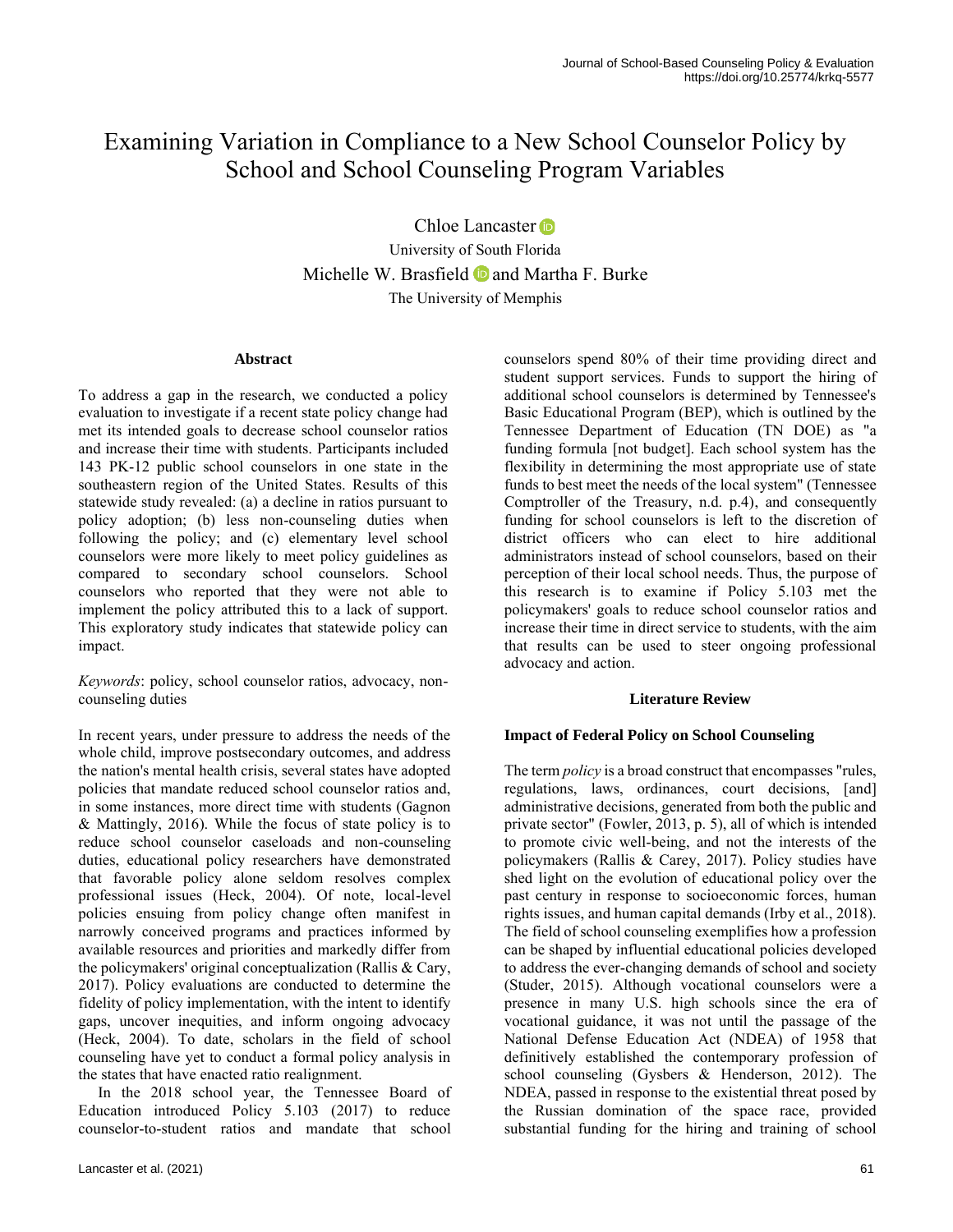# Examining Variation in Compliance to a New School Counselor Policy by School and School Counseling Program Variables

Chloe Lancaster
University of South Florida
Michelle W. Brasfield and Martha F. Burke
The University of Memphis

## Abstract

To address a gap in the research, we conducted a policy evaluation to investigate if a recent state policy change had met its intended goals to decrease school counselor ratios and increase their time with students. Participants included 143 PK-12 public school counselors in one state in the southeastern region of the United States. Results of this statewide study revealed: (a) a decline in ratios pursuant to policy adoption; (b) less non-counseling duties when following the policy; and (c) elementary level school counselors were more likely to meet policy guidelines as compared to secondary school counselors. School counselors who reported that they were not able to implement the policy attributed this to a lack of support. This exploratory study indicates that statewide policy can impact.

*Keywords*: policy, school counselor ratios, advocacy, non-counseling duties

In recent years, under pressure to address the needs of the whole child, improve postsecondary outcomes, and address the nation's mental health crisis, several states have adopted policies that mandate reduced school counselor ratios and, in some instances, more direct time with students (Gagnon & Mattingly, 2016). While the focus of state policy is to reduce school counselor caseloads and non-counseling duties, educational policy researchers have demonstrated that favorable policy alone seldom resolves complex professional issues (Heck, 2004). Of note, local-level policies ensuing from policy change often manifest in narrowly conceived programs and practices informed by available resources and priorities and markedly differ from the policymakers' original conceptualization (Rallis & Cary, 2017). Policy evaluations are conducted to determine the fidelity of policy implementation, with the intent to identify gaps, uncover inequities, and inform ongoing advocacy (Heck, 2004). To date, scholars in the field of school counseling have yet to conduct a formal policy analysis in the states that have enacted ratio realignment.

In the 2018 school year, the Tennessee Board of Education introduced Policy 5.103 (2017) to reduce counselor-to-student ratios and mandate that school counselors spend 80% of their time providing direct and student support services. Funds to support the hiring of additional school counselors is determined by Tennessee's Basic Educational Program (BEP), which is outlined by the Tennessee Department of Education (TN DOE) as "a funding formula [not budget]. Each school system has the flexibility in determining the most appropriate use of state funds to best meet the needs of the local system" (Tennessee Comptroller of the Treasury, n.d. p.4), and consequently funding for school counselors is left to the discretion of district officers who can elect to hire additional administrators instead of school counselors, based on their perception of their local school needs. Thus, the purpose of this research is to examine if Policy 5.103 met the policymakers' goals to reduce school counselor ratios and increase their time in direct service to students, with the aim that results can be used to steer ongoing professional advocacy and action.

## Literature Review

### Impact of Federal Policy on School Counseling

The term *policy* is a broad construct that encompasses "rules, regulations, laws, ordinances, court decisions, [and] administrative decisions, generated from both the public and private sector" (Fowler, 2013, p. 5), all of which is intended to promote civic well-being, and not the interests of the policymakers (Rallis & Carey, 2017). Policy studies have shed light on the evolution of educational policy over the past century in response to socioeconomic forces, human rights issues, and human capital demands (Irby et al., 2018). The field of school counseling exemplifies how a profession can be shaped by influential educational policies developed to address the ever-changing demands of school and society (Studer, 2015). Although vocational counselors were a presence in many U.S. high schools since the era of vocational guidance, it was not until the passage of the National Defense Education Act (NDEA) of 1958 that definitively established the contemporary profession of school counseling (Gysbers & Henderson, 2012). The NDEA, passed in response to the existential threat posed by the Russian domination of the space race, provided substantial funding for the hiring and training of school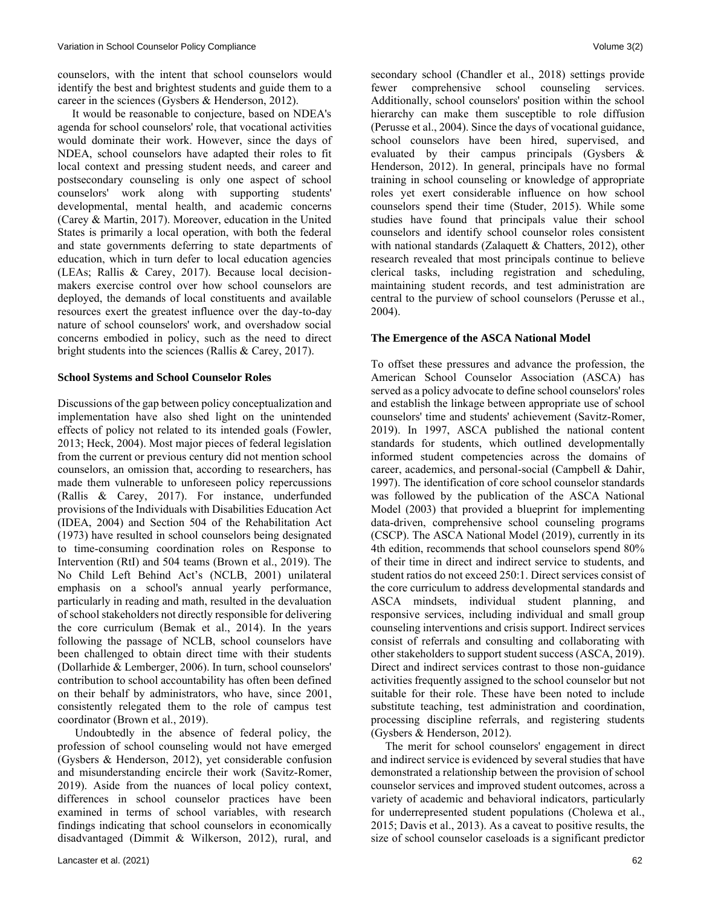counselors, with the intent that school counselors would identify the best and brightest students and guide them to a career in the sciences (Gysbers & Henderson, 2012).

It would be reasonable to conjecture, based on NDEA's agenda for school counselors' role, that vocational activities would dominate their work. However, since the days of NDEA, school counselors have adapted their roles to fit local context and pressing student needs, and career and postsecondary counseling is only one aspect of school counselors' work along with supporting students' developmental, mental health, and academic concerns (Carey & Martin, 2017). Moreover, education in the United States is primarily a local operation, with both the federal and state governments deferring to state departments of education, which in turn defer to local education agencies (LEAs; Rallis & Carey, 2017). Because local decision-makers exercise control over how school counselors are deployed, the demands of local constituents and available resources exert the greatest influence over the day-to-day nature of school counselors' work, and overshadow social concerns embodied in policy, such as the need to direct bright students into the sciences (Rallis & Carey, 2017).

### School Systems and School Counselor Roles

Discussions of the gap between policy conceptualization and implementation have also shed light on the unintended effects of policy not related to its intended goals (Fowler, 2013; Heck, 2004). Most major pieces of federal legislation from the current or previous century did not mention school counselors, an omission that, according to researchers, has made them vulnerable to unforeseen policy repercussions (Rallis & Carey, 2017). For instance, underfunded provisions of the Individuals with Disabilities Education Act (IDEA, 2004) and Section 504 of the Rehabilitation Act (1973) have resulted in school counselors being designated to time-consuming coordination roles on Response to Intervention (RtI) and 504 teams (Brown et al., 2019). The No Child Left Behind Act's (NCLB, 2001) unilateral emphasis on a school's annual yearly performance, particularly in reading and math, resulted in the devaluation of school stakeholders not directly responsible for delivering the core curriculum (Bemak et al., 2014). In the years following the passage of NCLB, school counselors have been challenged to obtain direct time with their students (Dollarhide & Lemberger, 2006). In turn, school counselors' contribution to school accountability has often been defined on their behalf by administrators, who have, since 2001, consistently relegated them to the role of campus test coordinator (Brown et al., 2019).

Undoubtedly in the absence of federal policy, the profession of school counseling would not have emerged (Gysbers & Henderson, 2012), yet considerable confusion and misunderstanding encircle their work (Savitz-Romer, 2019). Aside from the nuances of local policy context, differences in school counselor practices have been examined in terms of school variables, with research findings indicating that school counselors in economically disadvantaged (Dimmit & Wilkerson, 2012), rural, and secondary school (Chandler et al., 2018) settings provide fewer comprehensive school counseling services. Additionally, school counselors' position within the school hierarchy can make them susceptible to role diffusion (Perusse et al., 2004). Since the days of vocational guidance, school counselors have been hired, supervised, and evaluated by their campus principals (Gysbers & Henderson, 2012). In general, principals have no formal training in school counseling or knowledge of appropriate roles yet exert considerable influence on how school counselors spend their time (Studer, 2015). While some studies have found that principals value their school counselors and identify school counselor roles consistent with national standards (Zalaquett & Chatters, 2012), other research revealed that most principals continue to believe clerical tasks, including registration and scheduling, maintaining student records, and test administration are central to the purview of school counselors (Perusse et al., 2004).

### The Emergence of the ASCA National Model

To offset these pressures and advance the profession, the American School Counselor Association (ASCA) has served as a policy advocate to define school counselors' roles and establish the linkage between appropriate use of school counselors' time and students' achievement (Savitz-Romer, 2019). In 1997, ASCA published the national content standards for students, which outlined developmentally informed student competencies across the domains of career, academics, and personal-social (Campbell & Dahir, 1997). The identification of core school counselor standards was followed by the publication of the ASCA National Model (2003) that provided a blueprint for implementing data-driven, comprehensive school counseling programs (CSCP). The ASCA National Model (2019), currently in its 4th edition, recommends that school counselors spend 80% of their time in direct and indirect service to students, and student ratios do not exceed 250:1. Direct services consist of the core curriculum to address developmental standards and ASCA mindsets, individual student planning, and responsive services, including individual and small group counseling interventions and crisis support. Indirect services consist of referrals and consulting and collaborating with other stakeholders to support student success (ASCA, 2019). Direct and indirect services contrast to those non-guidance activities frequently assigned to the school counselor but not suitable for their role. These have been noted to include substitute teaching, test administration and coordination, processing discipline referrals, and registering students (Gysbers & Henderson, 2012).

The merit for school counselors' engagement in direct and indirect service is evidenced by several studies that have demonstrated a relationship between the provision of school counselor services and improved student outcomes, across a variety of academic and behavioral indicators, particularly for underrepresented student populations (Cholewa et al., 2015; Davis et al., 2013). As a caveat to positive results, the size of school counselor caseloads is a significant predictor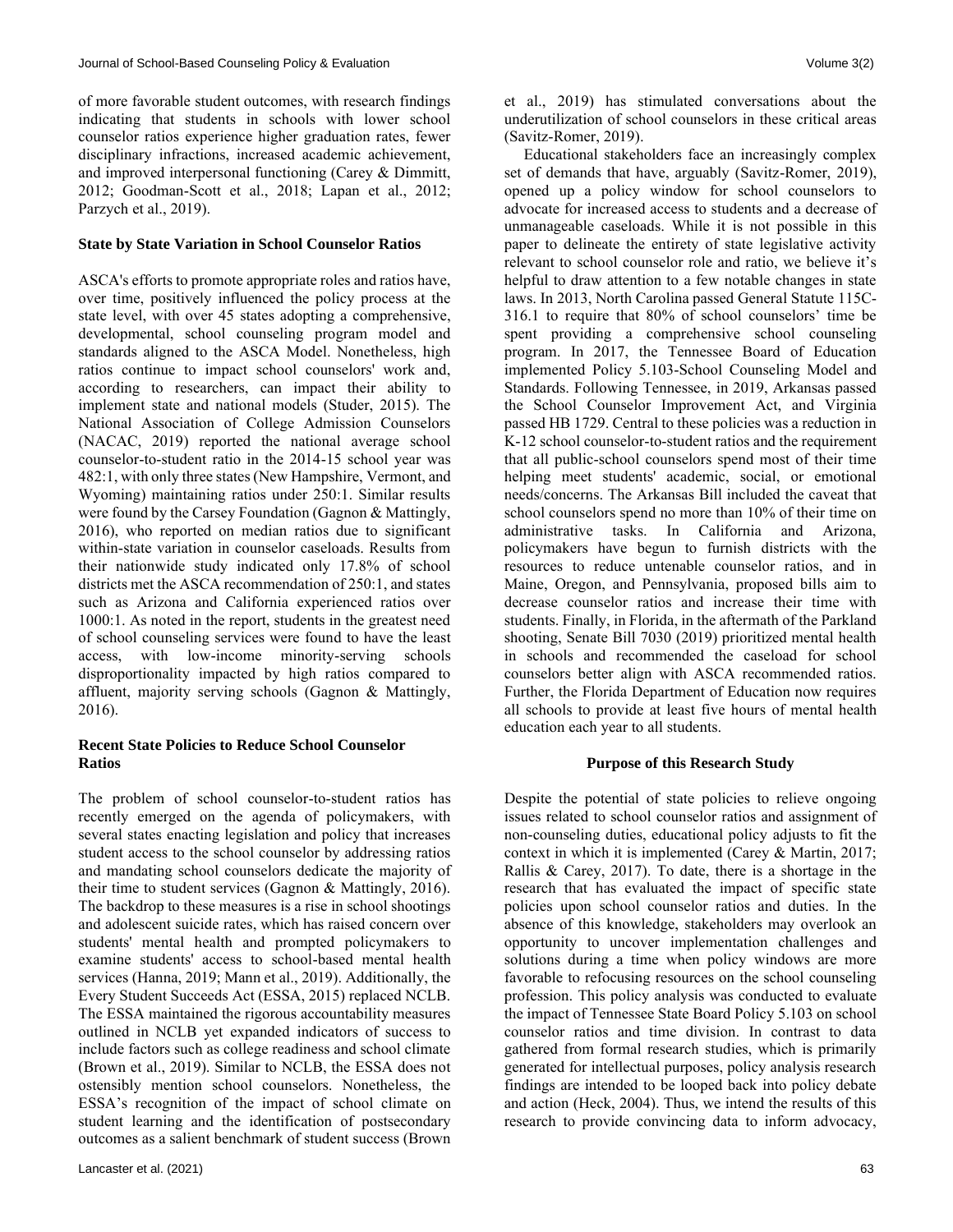of more favorable student outcomes, with research findings indicating that students in schools with lower school counselor ratios experience higher graduation rates, fewer disciplinary infractions, increased academic achievement, and improved interpersonal functioning (Carey & Dimmitt, 2012; Goodman-Scott et al., 2018; Lapan et al., 2012; Parzych et al., 2019).

### State by State Variation in School Counselor Ratios

ASCA's efforts to promote appropriate roles and ratios have, over time, positively influenced the policy process at the state level, with over 45 states adopting a comprehensive, developmental, school counseling program model and standards aligned to the ASCA Model. Nonetheless, high ratios continue to impact school counselors' work and, according to researchers, can impact their ability to implement state and national models (Studer, 2015). The National Association of College Admission Counselors (NACAC, 2019) reported the national average school counselor-to-student ratio in the 2014-15 school year was 482:1, with only three states (New Hampshire, Vermont, and Wyoming) maintaining ratios under 250:1. Similar results were found by the Carsey Foundation (Gagnon & Mattingly, 2016), who reported on median ratios due to significant within-state variation in counselor caseloads. Results from their nationwide study indicated only 17.8% of school districts met the ASCA recommendation of 250:1, and states such as Arizona and California experienced ratios over 1000:1. As noted in the report, students in the greatest need of school counseling services were found to have the least access, with low-income minority-serving schools disproportionality impacted by high ratios compared to affluent, majority serving schools (Gagnon & Mattingly, 2016).

### Recent State Policies to Reduce School Counselor Ratios

The problem of school counselor-to-student ratios has recently emerged on the agenda of policymakers, with several states enacting legislation and policy that increases student access to the school counselor by addressing ratios and mandating school counselors dedicate the majority of their time to student services (Gagnon & Mattingly, 2016). The backdrop to these measures is a rise in school shootings and adolescent suicide rates, which has raised concern over students' mental health and prompted policymakers to examine students' access to school-based mental health services (Hanna, 2019; Mann et al., 2019). Additionally, the Every Student Succeeds Act (ESSA, 2015) replaced NCLB. The ESSA maintained the rigorous accountability measures outlined in NCLB yet expanded indicators of success to include factors such as college readiness and school climate (Brown et al., 2019). Similar to NCLB, the ESSA does not ostensibly mention school counselors. Nonetheless, the ESSA's recognition of the impact of school climate on student learning and the identification of postsecondary outcomes as a salient benchmark of student success (Brown et al., 2019) has stimulated conversations about the underutilization of school counselors in these critical areas (Savitz-Romer, 2019).

Educational stakeholders face an increasingly complex set of demands that have, arguably (Savitz-Romer, 2019), opened up a policy window for school counselors to advocate for increased access to students and a decrease of unmanageable caseloads. While it is not possible in this paper to delineate the entirety of state legislative activity relevant to school counselor role and ratio, we believe it's helpful to draw attention to a few notable changes in state laws. In 2013, North Carolina passed General Statute 115C-316.1 to require that 80% of school counselors' time be spent providing a comprehensive school counseling program. In 2017, the Tennessee Board of Education implemented Policy 5.103-School Counseling Model and Standards. Following Tennessee, in 2019, Arkansas passed the School Counselor Improvement Act, and Virginia passed HB 1729. Central to these policies was a reduction in K-12 school counselor-to-student ratios and the requirement that all public-school counselors spend most of their time helping meet students' academic, social, or emotional needs/concerns. The Arkansas Bill included the caveat that school counselors spend no more than 10% of their time on administrative tasks. In California and Arizona, policymakers have begun to furnish districts with the resources to reduce untenable counselor ratios, and in Maine, Oregon, and Pennsylvania, proposed bills aim to decrease counselor ratios and increase their time with students. Finally, in Florida, in the aftermath of the Parkland shooting, Senate Bill 7030 (2019) prioritized mental health in schools and recommended the caseload for school counselors better align with ASCA recommended ratios. Further, the Florida Department of Education now requires all schools to provide at least five hours of mental health education each year to all students.

## Purpose of this Research Study

Despite the potential of state policies to relieve ongoing issues related to school counselor ratios and assignment of non-counseling duties, educational policy adjusts to fit the context in which it is implemented (Carey & Martin, 2017; Rallis & Carey, 2017). To date, there is a shortage in the research that has evaluated the impact of specific state policies upon school counselor ratios and duties. In the absence of this knowledge, stakeholders may overlook an opportunity to uncover implementation challenges and solutions during a time when policy windows are more favorable to refocusing resources on the school counseling profession. This policy analysis was conducted to evaluate the impact of Tennessee State Board Policy 5.103 on school counselor ratios and time division. In contrast to data gathered from formal research studies, which is primarily generated for intellectual purposes, policy analysis research findings are intended to be looped back into policy debate and action (Heck, 2004). Thus, we intend the results of this research to provide convincing data to inform advocacy,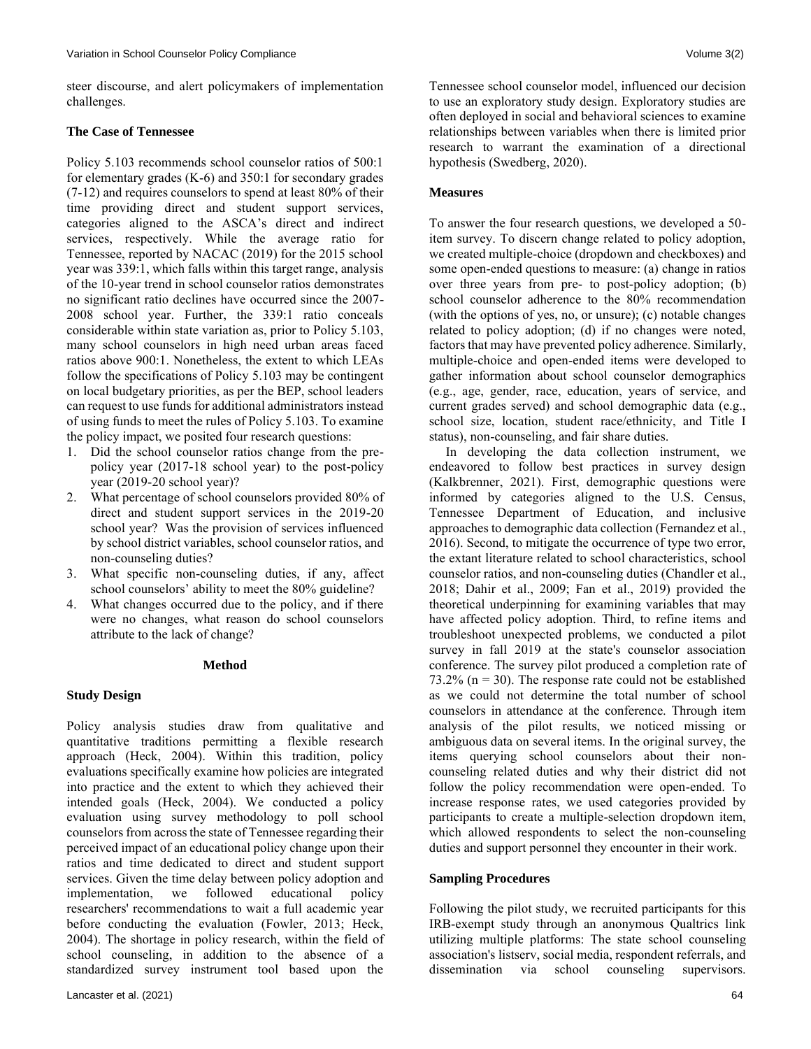steer discourse, and alert policymakers of implementation challenges.

### The Case of Tennessee

Policy 5.103 recommends school counselor ratios of 500:1 for elementary grades (K-6) and 350:1 for secondary grades (7-12) and requires counselors to spend at least 80% of their time providing direct and student support services, categories aligned to the ASCA's direct and indirect services, respectively. While the average ratio for Tennessee, reported by NACAC (2019) for the 2015 school year was 339:1, which falls within this target range, analysis of the 10-year trend in school counselor ratios demonstrates no significant ratio declines have occurred since the 2007-2008 school year. Further, the 339:1 ratio conceals considerable within state variation as, prior to Policy 5.103, many school counselors in high need urban areas faced ratios above 900:1. Nonetheless, the extent to which LEAs follow the specifications of Policy 5.103 may be contingent on local budgetary priorities, as per the BEP, school leaders can request to use funds for additional administrators instead of using funds to meet the rules of Policy 5.103. To examine the policy impact, we posited four research questions:

1. Did the school counselor ratios change from the pre-policy year (2017-18 school year) to the post-policy year (2019-20 school year)?
2. What percentage of school counselors provided 80% of direct and student support services in the 2019-20 school year? Was the provision of services influenced by school district variables, school counselor ratios, and non-counseling duties?
3. What specific non-counseling duties, if any, affect school counselors' ability to meet the 80% guideline?
4. What changes occurred due to the policy, and if there were no changes, what reason do school counselors attribute to the lack of change?

## Method

### Study Design

Policy analysis studies draw from qualitative and quantitative traditions permitting a flexible research approach (Heck, 2004). Within this tradition, policy evaluations specifically examine how policies are integrated into practice and the extent to which they achieved their intended goals (Heck, 2004). We conducted a policy evaluation using survey methodology to poll school counselors from across the state of Tennessee regarding their perceived impact of an educational policy change upon their ratios and time dedicated to direct and student support services. Given the time delay between policy adoption and implementation, we followed educational policy researchers' recommendations to wait a full academic year before conducting the evaluation (Fowler, 2013; Heck, 2004). The shortage in policy research, within the field of school counseling, in addition to the absence of a standardized survey instrument tool based upon the Tennessee school counselor model, influenced our decision to use an exploratory study design. Exploratory studies are often deployed in social and behavioral sciences to examine relationships between variables when there is limited prior research to warrant the examination of a directional hypothesis (Swedberg, 2020).

### Measures

To answer the four research questions, we developed a 50-item survey. To discern change related to policy adoption, we created multiple-choice (dropdown and checkboxes) and some open-ended questions to measure: (a) change in ratios over three years from pre- to post-policy adoption; (b) school counselor adherence to the 80% recommendation (with the options of yes, no, or unsure); (c) notable changes related to policy adoption; (d) if no changes were noted, factors that may have prevented policy adherence. Similarly, multiple-choice and open-ended items were developed to gather information about school counselor demographics (e.g., age, gender, race, education, years of service, and current grades served) and school demographic data (e.g., school size, location, student race/ethnicity, and Title I status), non-counseling, and fair share duties.

In developing the data collection instrument, we endeavored to follow best practices in survey design (Kalkbrenner, 2021). First, demographic questions were informed by categories aligned to the U.S. Census, Tennessee Department of Education, and inclusive approaches to demographic data collection (Fernandez et al., 2016). Second, to mitigate the occurrence of type two error, the extant literature related to school characteristics, school counselor ratios, and non-counseling duties (Chandler et al., 2018; Dahir et al., 2009; Fan et al., 2019) provided the theoretical underpinning for examining variables that may have affected policy adoption. Third, to refine items and troubleshoot unexpected problems, we conducted a pilot survey in fall 2019 at the state's counselor association conference. The survey pilot produced a completion rate of 73.2% ($n = 30$). The response rate could not be established as we could not determine the total number of school counselors in attendance at the conference. Through item analysis of the pilot results, we noticed missing or ambiguous data on several items. In the original survey, the items querying school counselors about their non-counseling related duties and why their district did not follow the policy recommendation were open-ended. To increase response rates, we used categories provided by participants to create a multiple-selection dropdown item, which allowed respondents to select the non-counseling duties and support personnel they encounter in their work.

### Sampling Procedures

Following the pilot study, we recruited participants for this IRB-exempt study through an anonymous Qualtrics link utilizing multiple platforms: The state school counseling association's listserv, social media, respondent referrals, and dissemination via school counseling supervisors.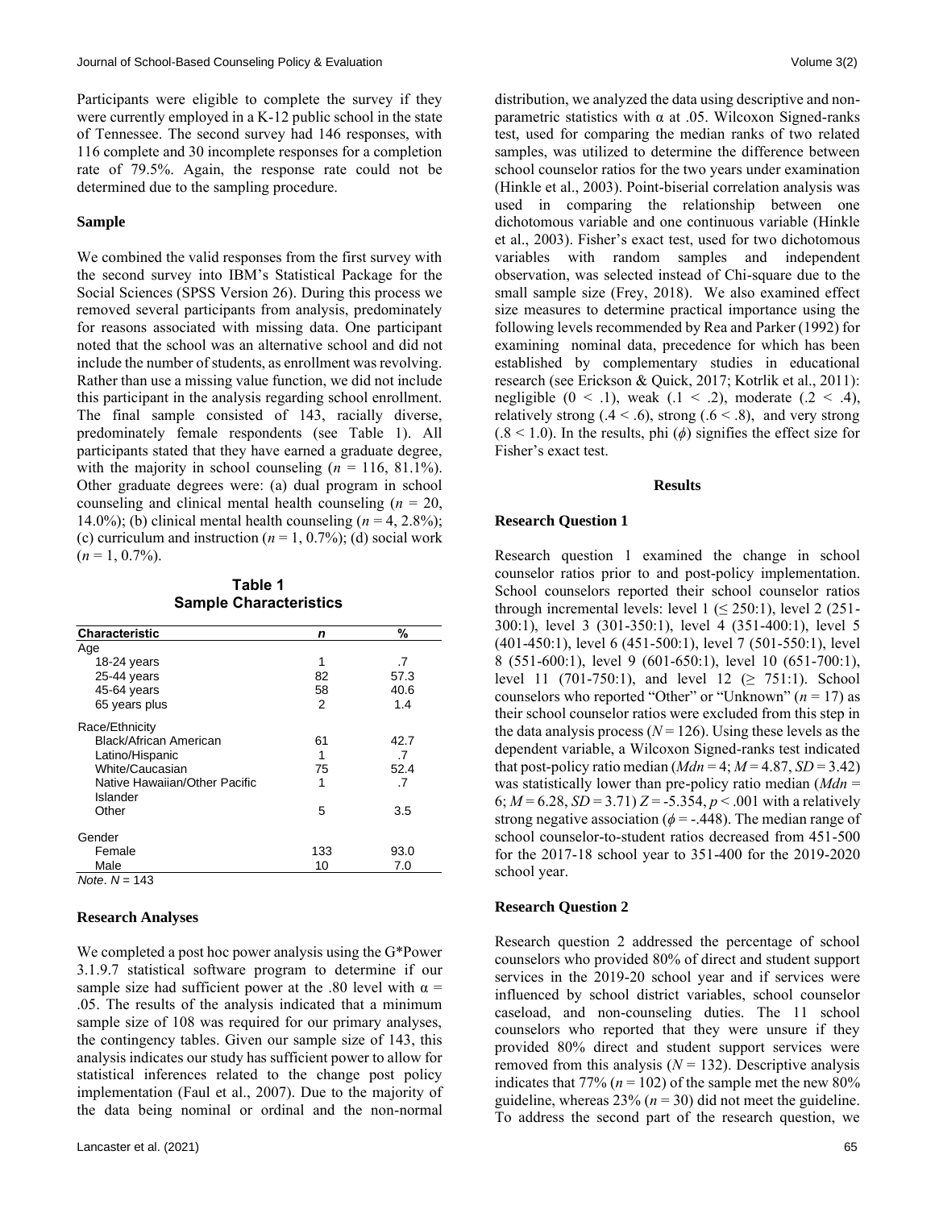Participants were eligible to complete the survey if they were currently employed in a K-12 public school in the state of Tennessee. The second survey had 146 responses, with 116 complete and 30 incomplete responses for a completion rate of 79.5%. Again, the response rate could not be determined due to the sampling procedure.

### Sample

We combined the valid responses from the first survey with the second survey into IBM's Statistical Package for the Social Sciences (SPSS Version 26). During this process we removed several participants from analysis, predominately for reasons associated with missing data. One participant noted that the school was an alternative school and did not include the number of students, as enrollment was revolving. Rather than use a missing value function, we did not include this participant in the analysis regarding school enrollment. The final sample consisted of 143, racially diverse, predominately female respondents (see Table 1). All participants stated that they have earned a graduate degree, with the majority in school counseling ($n$ = 116, 81.1%). Other graduate degrees were: (a) dual program in school counseling and clinical mental health counseling ($n$ = 20, 14.0%); (b) clinical mental health counseling ($n$ = 4, 2.8%); (c) curriculum and instruction ($n$ = 1, 0.7%); (d) social work ($n$ = 1, 0.7%).

**Table 1**
**Sample Characteristics**

| Characteristic | *n* | % |
|---|---|---|
| Age | | |
| 18-24 years | 1 | .7 |
| 25-44 years | 82 | 57.3 |
| 45-64 years | 58 | 40.6 |
| 65 years plus | 2 | 1.4 |
| Race/Ethnicity | | |
| Black/African American | 61 | 42.7 |
| Latino/Hispanic | 1 | .7 |
| White/Caucasian | 75 | 52.4 |
| Native Hawaiian/Other Pacific Islander | 1 | .7 |
| Other | 5 | 3.5 |
| Gender | | |
| Female | 133 | 93.0 |
| Male | 10 | 7.0 |

*Note*. $N$ = 143

### Research Analyses

We completed a post hoc power analysis using the G*Power 3.1.9.7 statistical software program to determine if our sample size had sufficient power at the .80 level with $\alpha$ = .05. The results of the analysis indicated that a minimum sample size of 108 was required for our primary analyses, the contingency tables. Given our sample size of 143, this analysis indicates our study has sufficient power to allow for statistical inferences related to the change post policy implementation (Faul et al., 2007). Due to the majority of the data being nominal or ordinal and the non-normal distribution, we analyzed the data using descriptive and non-parametric statistics with $\alpha$ at .05. Wilcoxon Signed-ranks test, used for comparing the median ranks of two related samples, was utilized to determine the difference between school counselor ratios for the two years under examination (Hinkle et al., 2003). Point-biserial correlation analysis was used in comparing the relationship between one dichotomous variable and one continuous variable (Hinkle et al., 2003). Fisher's exact test, used for two dichotomous variables with random samples and independent observation, was selected instead of Chi-square due to the small sample size (Frey, 2018). We also examined effect size measures to determine practical importance using the following levels recommended by Rea and Parker (1992) for examining nominal data, precedence for which has been established by complementary studies in educational research (see Erickson & Quick, 2017; Kotrlik et al., 2011): negligible ($0 < .1$), weak ($.1 < .2$), moderate ($.2 < .4$), relatively strong ($.4 < .6$), strong ($.6 < .8$), and very strong ($.8 < 1.0$). In the results, phi ($\phi$) signifies the effect size for Fisher's exact test.

## Results

### Research Question 1

Research question 1 examined the change in school counselor ratios prior to and post-policy implementation. School counselors reported their school counselor ratios through incremental levels: level 1 ($\leq$ 250:1), level 2 (251-300:1), level 3 (301-350:1), level 4 (351-400:1), level 5 (401-450:1), level 6 (451-500:1), level 7 (501-550:1), level 8 (551-600:1), level 9 (601-650:1), level 10 (651-700:1), level 11 (701-750:1), and level 12 ($\geq$ 751:1). School counselors who reported "Other" or "Unknown" ($n$ = 17) as their school counselor ratios were excluded from this step in the data analysis process ($N$ = 126). Using these levels as the dependent variable, a Wilcoxon Signed-ranks test indicated that post-policy ratio median ($Mdn$ = 4; $M$ = 4.87, $SD$ = 3.42) was statistically lower than pre-policy ratio median ($Mdn$ = 6; $M$ = 6.28, $SD$ = 3.71) $Z$ = -5.354, $p < .001$ with a relatively strong negative association ($\phi$ = -.448). The median range of school counselor-to-student ratios decreased from 451-500 for the 2017-18 school year to 351-400 for the 2019-2020 school year.

### Research Question 2

Research question 2 addressed the percentage of school counselors who provided 80% of direct and student support services in the 2019-20 school year and if services were influenced by school district variables, school counselor caseload, and non-counseling duties. The 11 school counselors who reported that they were unsure if they provided 80% direct and student support services were removed from this analysis ($N$ = 132). Descriptive analysis indicates that 77% ($n$ = 102) of the sample met the new 80% guideline, whereas 23% ($n$ = 30) did not meet the guideline. To address the second part of the research question, we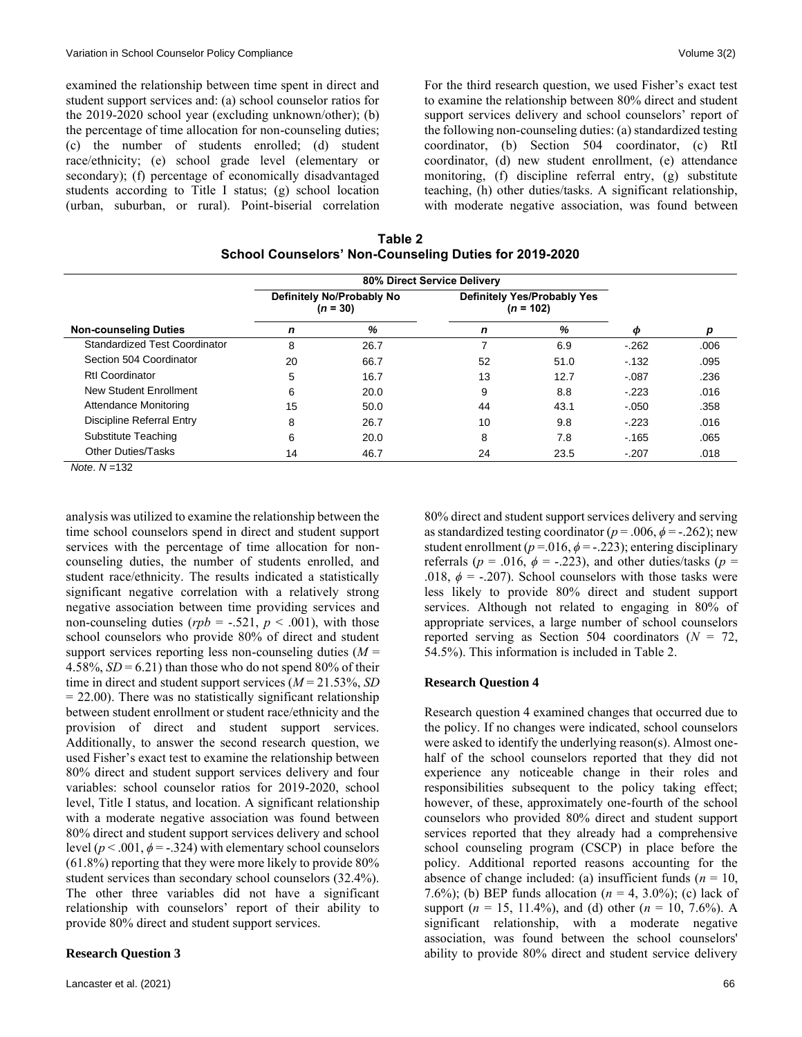examined the relationship between time spent in direct and student support services and: (a) school counselor ratios for the 2019-2020 school year (excluding unknown/other); (b) the percentage of time allocation for non-counseling duties; (c) the number of students enrolled; (d) student race/ethnicity; (e) school grade level (elementary or secondary); (f) percentage of economically disadvantaged students according to Title I status; (g) school location (urban, suburban, or rural). Point-biserial correlation analysis was utilized to examine the relationship between the time school counselors spend in direct and student support services with the percentage of time allocation for non-counseling duties, the number of students enrolled, and student race/ethnicity. The results indicated a statistically significant negative correlation with a relatively strong negative association between time providing services and non-counseling duties ($rpb$ = -.521, $p$ < .001), with those school counselors who provide 80% of direct and student support services reporting less non-counseling duties ($M$ = 4.58%, $SD$ = 6.21) than those who do not spend 80% of their time in direct and student support services ($M$ = 21.53%, $SD$ = 22.00). There was no statistically significant relationship between student enrollment or student race/ethnicity and the provision of direct and student support services. Additionally, to answer the second research question, we used Fisher's exact test to examine the relationship between 80% direct and student support services delivery and four variables: school counselor ratios for 2019-2020, school level, Title I status, and location. A significant relationship with a moderate negative association was found between 80% direct and student support services delivery and school level ($p$ < .001, $\phi$ = -.324) with elementary school counselors (61.8%) reporting that they were more likely to provide 80% student services than secondary school counselors (32.4%). The other three variables did not have a significant relationship with counselors' report of their ability to provide 80% direct and student support services.

**Research Question 3**

For the third research question, we used Fisher's exact test to examine the relationship between 80% direct and student support services delivery and school counselors' report of the following non-counseling duties: (a) standardized testing coordinator, (b) Section 504 coordinator, (c) RtI coordinator, (d) new student enrollment, (e) attendance monitoring, (f) discipline referral entry, (g) substitute teaching, (h) other duties/tasks. A significant relationship, with moderate negative association, was found between 80% direct and student support services delivery and serving as standardized testing coordinator ($p$ = .006, $\phi$ = -.262); new student enrollment ($p$ =.016, $\phi$ = -.223); entering disciplinary referrals ($p$ = .016, $\phi$ = -.223), and other duties/tasks ($p$ = .018, $\phi$ = -.207). School counselors with those tasks were less likely to provide 80% direct and student support services. Although not related to engaging in 80% of appropriate services, a large number of school counselors reported serving as Section 504 coordinators ($N$ = 72, 54.5%). This information is included in Table 2.

**Table 2**
**School Counselors' Non-Counseling Duties for 2019-2020**

| | 80% Direct Service Delivery | | | | | |
|---|---|---|---|---|---|---|
| | Definitely No/Probably No ($n$ = 30) | | Definitely Yes/Probably Yes ($n$ = 102) | | | |
| **Non-counseling Duties** | $n$ | % | $n$ | % | $\phi$ | $p$ |
| Standardized Test Coordinator | 8 | 26.7 | 7 | 6.9 | -.262 | .006 |
| Section 504 Coordinator | 20 | 66.7 | 52 | 51.0 | -.132 | .095 |
| RtI Coordinator | 5 | 16.7 | 13 | 12.7 | -.087 | .236 |
| New Student Enrollment | 6 | 20.0 | 9 | 8.8 | -.223 | .016 |
| Attendance Monitoring | 15 | 50.0 | 44 | 43.1 | -.050 | .358 |
| Discipline Referral Entry | 8 | 26.7 | 10 | 9.8 | -.223 | .016 |
| Substitute Teaching | 6 | 20.0 | 8 | 7.8 | -.165 | .065 |
| Other Duties/Tasks | 14 | 46.7 | 24 | 23.5 | -.207 | .018 |

*Note*. $N$ =132

**Research Question 4**

Research question 4 examined changes that occurred due to the policy. If no changes were indicated, school counselors were asked to identify the underlying reason(s). Almost one-half of the school counselors reported that they did not experience any noticeable change in their roles and responsibilities subsequent to the policy taking effect; however, of these, approximately one-fourth of the school counselors who provided 80% direct and student support services reported that they already had a comprehensive school counseling program (CSCP) in place before the policy. Additional reported reasons accounting for the absence of change included: (a) insufficient funds ($n$ = 10, 7.6%); (b) BEP funds allocation ($n$ = 4, 3.0%); (c) lack of support ($n$ = 15, 11.4%), and (d) other ($n$ = 10, 7.6%). A significant relationship, with a moderate negative association, was found between the school counselors' ability to provide 80% direct and student service delivery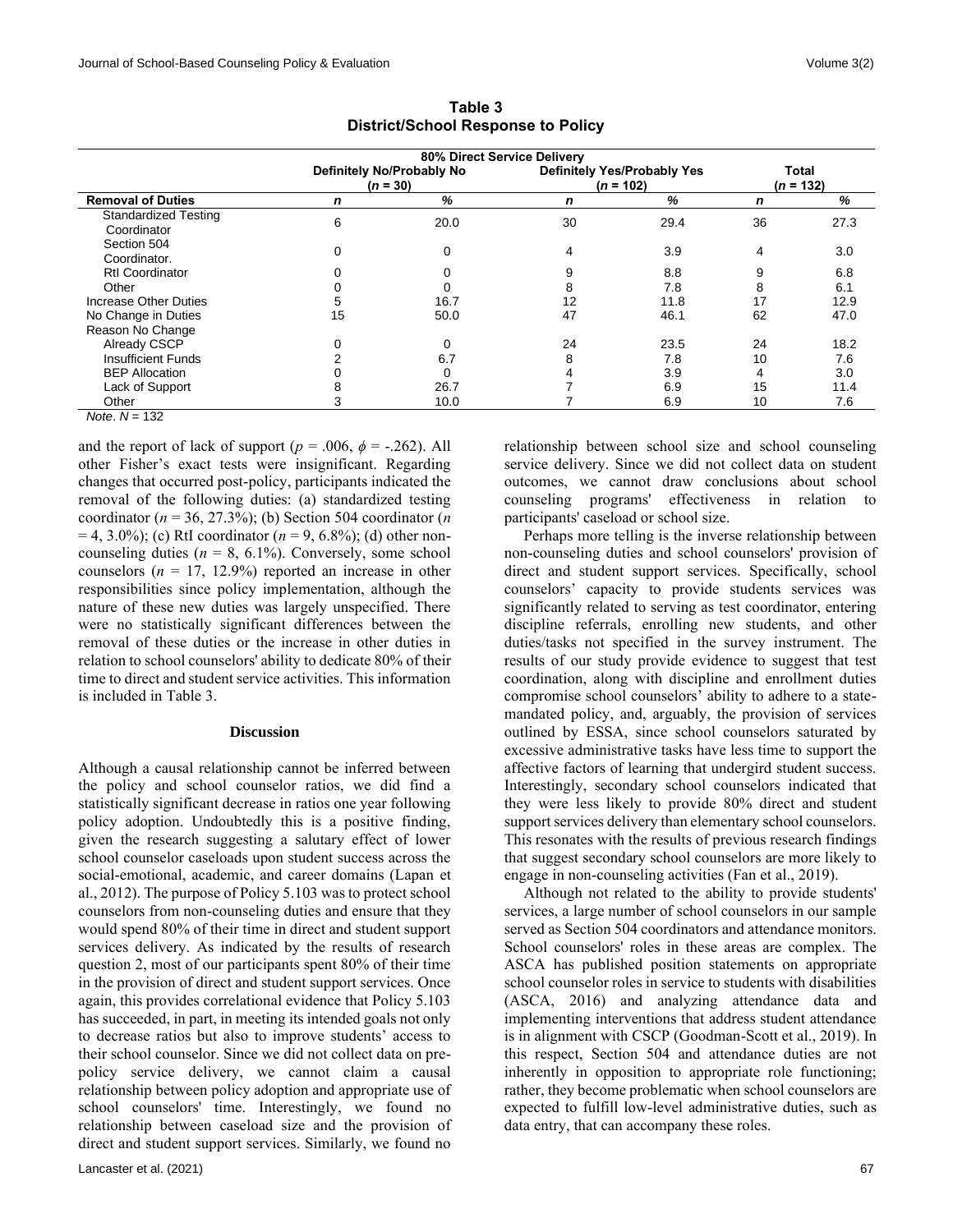**Table 3**
**District/School Response to Policy**

| | 80% Direct Service Delivery | | | | | |
|---|---|---|---|---|---|---|
| | Definitely No/Probably No ($n$ = 30) | | Definitely Yes/Probably Yes ($n$ = 102) | | Total ($n$ = 132) | |
| **Removal of Duties** | ***n*** | **%** | ***n*** | **%** | ***n*** | **%** |
| Standardized Testing Coordinator | 6 | 20.0 | 30 | 29.4 | 36 | 27.3 |
| Section 504 Coordinator. | 0 | 0 | 4 | 3.9 | 4 | 3.0 |
| RtI Coordinator | 0 | 0 | 9 | 8.8 | 9 | 6.8 |
| Other | 0 | 0 | 8 | 7.8 | 8 | 6.1 |
| Increase Other Duties | 5 | 16.7 | 12 | 11.8 | 17 | 12.9 |
| No Change in Duties | 15 | 50.0 | 47 | 46.1 | 62 | 47.0 |
| Reason No Change | | | | | | |
| Already CSCP | 0 | 0 | 24 | 23.5 | 24 | 18.2 |
| Insufficient Funds | 2 | 6.7 | 8 | 7.8 | 10 | 7.6 |
| BEP Allocation | 0 | 0 | 4 | 3.9 | 4 | 3.0 |
| Lack of Support | 8 | 26.7 | 7 | 6.9 | 15 | 11.4 |
| Other | 3 | 10.0 | 7 | 6.9 | 10 | 7.6 |

*Note*. $N$ = 132

and the report of lack of support ($p$ = .006, $\phi$ = -.262). All other Fisher's exact tests were insignificant. Regarding changes that occurred post-policy, participants indicated the removal of the following duties: (a) standardized testing coordinator ($n$ = 36, 27.3%); (b) Section 504 coordinator ($n$ = 4, 3.0%); (c) RtI coordinator ($n$ = 9, 6.8%); (d) other non-counseling duties ($n$ = 8, 6.1%). Conversely, some school counselors ($n$ = 17, 12.9%) reported an increase in other responsibilities since policy implementation, although the nature of these new duties was largely unspecified. There were no statistically significant differences between the removal of these duties or the increase in other duties in relation to school counselors' ability to dedicate 80% of their time to direct and student service activities. This information is included in Table 3.

## Discussion

Although a causal relationship cannot be inferred between the policy and school counselor ratios, we did find a statistically significant decrease in ratios one year following policy adoption. Undoubtedly this is a positive finding, given the research suggesting a salutary effect of lower school counselor caseloads upon student success across the social-emotional, academic, and career domains (Lapan et al., 2012). The purpose of Policy 5.103 was to protect school counselors from non-counseling duties and ensure that they would spend 80% of their time in direct and student support services delivery. As indicated by the results of research question 2, most of our participants spent 80% of their time in the provision of direct and student support services. Once again, this provides correlational evidence that Policy 5.103 has succeeded, in part, in meeting its intended goals not only to decrease ratios but also to improve students' access to their school counselor. Since we did not collect data on pre-policy service delivery, we cannot claim a causal relationship between policy adoption and appropriate use of school counselors' time. Interestingly, we found no relationship between caseload size and the provision of direct and student support services. Similarly, we found no relationship between school size and school counseling service delivery. Since we did not collect data on student outcomes, we cannot draw conclusions about school counseling programs' effectiveness in relation to participants' caseload or school size.

Perhaps more telling is the inverse relationship between non-counseling duties and school counselors' provision of direct and student support services. Specifically, school counselors' capacity to provide students services was significantly related to serving as test coordinator, entering discipline referrals, enrolling new students, and other duties/tasks not specified in the survey instrument. The results of our study provide evidence to suggest that test coordination, along with discipline and enrollment duties compromise school counselors' ability to adhere to a state-mandated policy, and, arguably, the provision of services outlined by ESSA, since school counselors saturated by excessive administrative tasks have less time to support the affective factors of learning that undergird student success. Interestingly, secondary school counselors indicated that they were less likely to provide 80% direct and student support services delivery than elementary school counselors. This resonates with the results of previous research findings that suggest secondary school counselors are more likely to engage in non-counseling activities (Fan et al., 2019).

Although not related to the ability to provide students' services, a large number of school counselors in our sample served as Section 504 coordinators and attendance monitors. School counselors' roles in these areas are complex. The ASCA has published position statements on appropriate school counselor roles in service to students with disabilities (ASCA, 2016) and analyzing attendance data and implementing interventions that address student attendance is in alignment with CSCP (Goodman-Scott et al., 2019). In this respect, Section 504 and attendance duties are not inherently in opposition to appropriate role functioning; rather, they become problematic when school counselors are expected to fulfill low-level administrative duties, such as data entry, that can accompany these roles.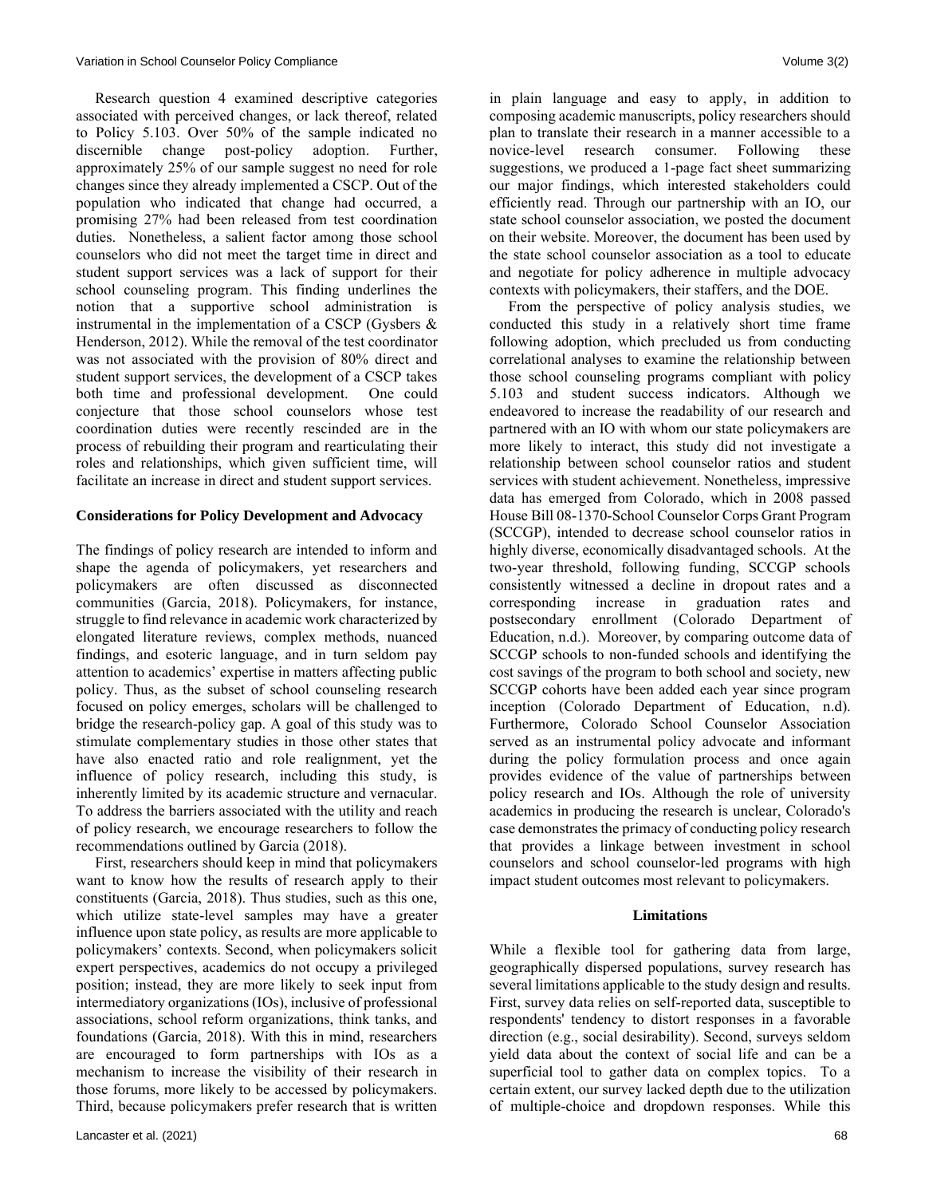Research question 4 examined descriptive categories associated with perceived changes, or lack thereof, related to Policy 5.103. Over 50% of the sample indicated no discernible change post-policy adoption. Further, approximately 25% of our sample suggest no need for role changes since they already implemented a CSCP. Out of the population who indicated that change had occurred, a promising 27% had been released from test coordination duties. Nonetheless, a salient factor among those school counselors who did not meet the target time in direct and student support services was a lack of support for their school counseling program. This finding underlines the notion that a supportive school administration is instrumental in the implementation of a CSCP (Gysbers & Henderson, 2012). While the removal of the test coordinator was not associated with the provision of 80% direct and student support services, the development of a CSCP takes both time and professional development. One could conjecture that those school counselors whose test coordination duties were recently rescinded are in the process of rebuilding their program and rearticulating their roles and relationships, which given sufficient time, will facilitate an increase in direct and student support services.

### Considerations for Policy Development and Advocacy

The findings of policy research are intended to inform and shape the agenda of policymakers, yet researchers and policymakers are often discussed as disconnected communities (Garcia, 2018). Policymakers, for instance, struggle to find relevance in academic work characterized by elongated literature reviews, complex methods, nuanced findings, and esoteric language, and in turn seldom pay attention to academics' expertise in matters affecting public policy. Thus, as the subset of school counseling research focused on policy emerges, scholars will be challenged to bridge the research-policy gap. A goal of this study was to stimulate complementary studies in those other states that have also enacted ratio and role realignment, yet the influence of policy research, including this study, is inherently limited by its academic structure and vernacular. To address the barriers associated with the utility and reach of policy research, we encourage researchers to follow the recommendations outlined by Garcia (2018).

First, researchers should keep in mind that policymakers want to know how the results of research apply to their constituents (Garcia, 2018). Thus studies, such as this one, which utilize state-level samples may have a greater influence upon state policy, as results are more applicable to policymakers' contexts. Second, when policymakers solicit expert perspectives, academics do not occupy a privileged position; instead, they are more likely to seek input from intermediatory organizations (IOs), inclusive of professional associations, school reform organizations, think tanks, and foundations (Garcia, 2018). With this in mind, researchers are encouraged to form partnerships with IOs as a mechanism to increase the visibility of their research in those forums, more likely to be accessed by policymakers. Third, because policymakers prefer research that is written in plain language and easy to apply, in addition to composing academic manuscripts, policy researchers should plan to translate their research in a manner accessible to a novice-level research consumer. Following these suggestions, we produced a 1-page fact sheet summarizing our major findings, which interested stakeholders could efficiently read. Through our partnership with an IO, our state school counselor association, we posted the document on their website. Moreover, the document has been used by the state school counselor association as a tool to educate and negotiate for policy adherence in multiple advocacy contexts with policymakers, their staffers, and the DOE.

From the perspective of policy analysis studies, we conducted this study in a relatively short time frame following adoption, which precluded us from conducting correlational analyses to examine the relationship between those school counseling programs compliant with policy 5.103 and student success indicators. Although we endeavored to increase the readability of our research and partnered with an IO with whom our state policymakers are more likely to interact, this study did not investigate a relationship between school counselor ratios and student services with student achievement. Nonetheless, impressive data has emerged from Colorado, which in 2008 passed House Bill 08-1370-School Counselor Corps Grant Program (SCCGP), intended to decrease school counselor ratios in highly diverse, economically disadvantaged schools. At the two-year threshold, following funding, SCCGP schools consistently witnessed a decline in dropout rates and a corresponding increase in graduation rates and postsecondary enrollment (Colorado Department of Education, n.d.). Moreover, by comparing outcome data of SCCGP schools to non-funded schools and identifying the cost savings of the program to both school and society, new SCCGP cohorts have been added each year since program inception (Colorado Department of Education, n.d). Furthermore, Colorado School Counselor Association served as an instrumental policy advocate and informant during the policy formulation process and once again provides evidence of the value of partnerships between policy research and IOs. Although the role of university academics in producing the research is unclear, Colorado's case demonstrates the primacy of conducting policy research that provides a linkage between investment in school counselors and school counselor-led programs with high impact student outcomes most relevant to policymakers.

### Limitations

While a flexible tool for gathering data from large, geographically dispersed populations, survey research has several limitations applicable to the study design and results. First, survey data relies on self-reported data, susceptible to respondents' tendency to distort responses in a favorable direction (e.g., social desirability). Second, surveys seldom yield data about the context of social life and can be a superficial tool to gather data on complex topics. To a certain extent, our survey lacked depth due to the utilization of multiple-choice and dropdown responses. While this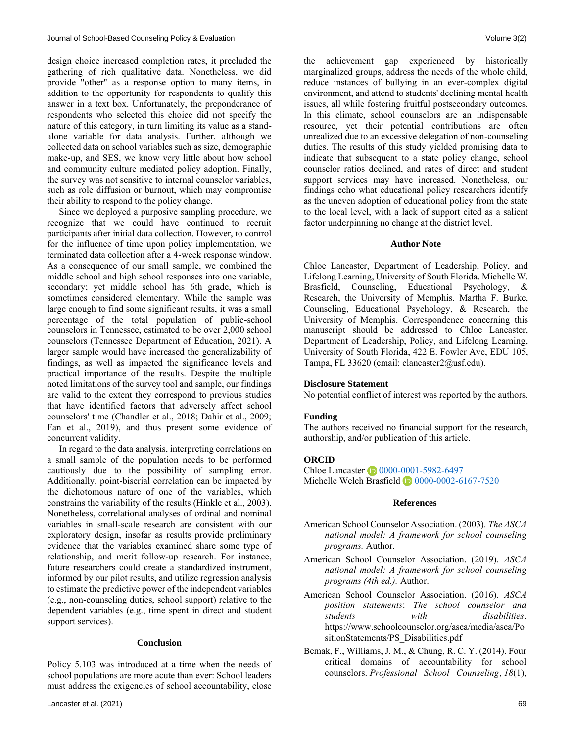design choice increased completion rates, it precluded the gathering of rich qualitative data. Nonetheless, we did provide "other" as a response option to many items, in addition to the opportunity for respondents to qualify this answer in a text box. Unfortunately, the preponderance of respondents who selected this choice did not specify the nature of this category, in turn limiting its value as a stand-alone variable for data analysis. Further, although we collected data on school variables such as size, demographic make-up, and SES, we know very little about how school and community culture mediated policy adoption. Finally, the survey was not sensitive to internal counselor variables, such as role diffusion or burnout, which may compromise their ability to respond to the policy change.

Since we deployed a purposive sampling procedure, we recognize that we could have continued to recruit participants after initial data collection. However, to control for the influence of time upon policy implementation, we terminated data collection after a 4-week response window. As a consequence of our small sample, we combined the middle school and high school responses into one variable, secondary; yet middle school has 6th grade, which is sometimes considered elementary. While the sample was large enough to find some significant results, it was a small percentage of the total population of public-school counselors in Tennessee, estimated to be over 2,000 school counselors (Tennessee Department of Education, 2021). A larger sample would have increased the generalizability of findings, as well as impacted the significance levels and practical importance of the results. Despite the multiple noted limitations of the survey tool and sample, our findings are valid to the extent they correspond to previous studies that have identified factors that adversely affect school counselors' time (Chandler et al., 2018; Dahir et al., 2009; Fan et al., 2019), and thus present some evidence of concurrent validity.

In regard to the data analysis, interpreting correlations on a small sample of the population needs to be performed cautiously due to the possibility of sampling error. Additionally, point-biserial correlation can be impacted by the dichotomous nature of one of the variables, which constrains the variability of the results (Hinkle et al., 2003). Nonetheless, correlational analyses of ordinal and nominal variables in small-scale research are consistent with our exploratory design, insofar as results provide preliminary evidence that the variables examined share some type of relationship, and merit follow-up research. For instance, future researchers could create a standardized instrument, informed by our pilot results, and utilize regression analysis to estimate the predictive power of the independent variables (e.g., non-counseling duties, school support) relative to the dependent variables (e.g., time spent in direct and student support services).

## Conclusion

Policy 5.103 was introduced at a time when the needs of school populations are more acute than ever: School leaders must address the exigencies of school accountability, close the achievement gap experienced by historically marginalized groups, address the needs of the whole child, reduce instances of bullying in an ever-complex digital environment, and attend to students' declining mental health issues, all while fostering fruitful postsecondary outcomes. In this climate, school counselors are an indispensable resource, yet their potential contributions are often unrealized due to an excessive delegation of non-counseling duties. The results of this study yielded promising data to indicate that subsequent to a state policy change, school counselor ratios declined, and rates of direct and student support services may have increased. Nonetheless, our findings echo what educational policy researchers identify as the uneven adoption of educational policy from the state to the local level, with a lack of support cited as a salient factor underpinning no change at the district level.

## Author Note

Chloe Lancaster, Department of Leadership, Policy, and Lifelong Learning, University of South Florida. Michelle W. Brasfield, Counseling, Educational Psychology, & Research, the University of Memphis. Martha F. Burke, Counseling, Educational Psychology, & Research, the University of Memphis. Correspondence concerning this manuscript should be addressed to Chloe Lancaster, Department of Leadership, Policy, and Lifelong Learning, University of South Florida, 422 E. Fowler Ave, EDU 105, Tampa, FL 33620 (email: clancaster2@usf.edu).

**Disclosure Statement**

No potential conflict of interest was reported by the authors.

**Funding**

The authors received no financial support for the research, authorship, and/or publication of this article.

**ORCID**

Chloe Lancaster 0000-0001-5982-6497
Michelle Welch Brasfield 0000-0002-6167-7520

## References

American School Counselor Association. (2003). *The ASCA national model: A framework for school counseling programs.* Author.

American School Counselor Association. (2019). *ASCA national model: A framework for school counseling programs (4th ed.).* Author.

American School Counselor Association. (2016). *ASCA position statements*: *The school counselor and students with disabilities*. https://www.schoolcounselor.org/asca/media/asca/PositionStatements/PS_Disabilities.pdf

Bemak, F., Williams, J. M., & Chung, R. C. Y. (2014). Four critical domains of accountability for school counselors. *Professional School Counseling*, *18*(1),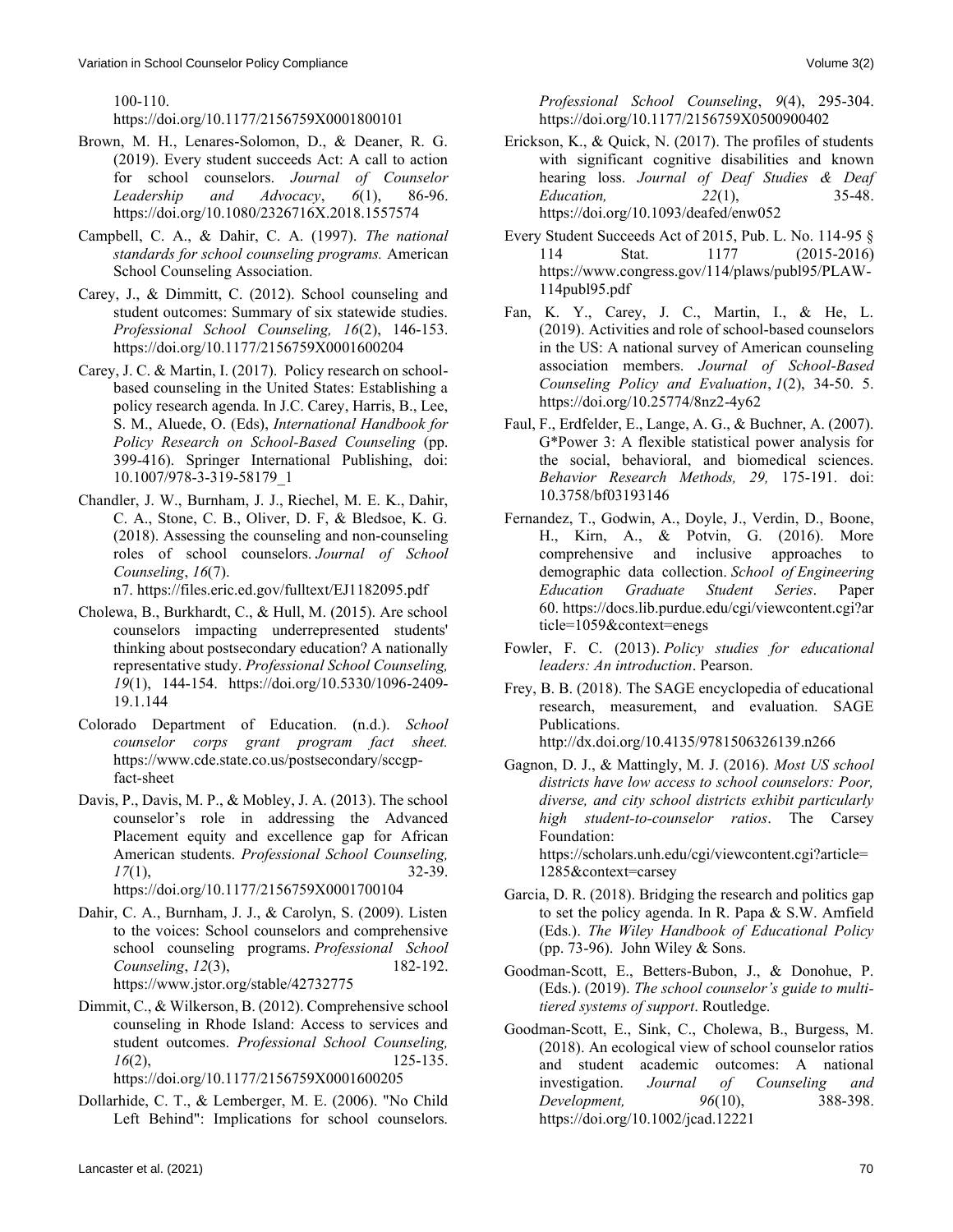100-110. https://doi.org/10.1177/2156759X0001800101

Brown, M. H., Lenares-Solomon, D., & Deaner, R. G. (2019). Every student succeeds Act: A call to action for school counselors. *Journal of Counselor Leadership and Advocacy*, *6*(1), 86-96. https://doi.org/10.1080/2326716X.2018.1557574

Campbell, C. A., & Dahir, C. A. (1997). *The national standards for school counseling programs.* American School Counseling Association.

Carey, J., & Dimmitt, C. (2012). School counseling and student outcomes: Summary of six statewide studies. *Professional School Counseling, 16*(2), 146-153. https://doi.org/10.1177/2156759X0001600204

Carey, J. C. & Martin, I. (2017). Policy research on school-based counseling in the United States: Establishing a policy research agenda. In J.C. Carey, Harris, B., Lee, S. M., Aluede, O. (Eds), *International Handbook for Policy Research on School-Based Counseling* (pp. 399-416). Springer International Publishing, doi: 10.1007/978-3-319-58179_1

Chandler, J. W., Burnham, J. J., Riechel, M. E. K., Dahir, C. A., Stone, C. B., Oliver, D. F, & Bledsoe, K. G. (2018). Assessing the counseling and non-counseling roles of school counselors. *Journal of School Counseling*, *16*(7). n7. https://files.eric.ed.gov/fulltext/EJ1182095.pdf

Cholewa, B., Burkhardt, C., & Hull, M. (2015). Are school counselors impacting underrepresented students' thinking about postsecondary education? A nationally representative study. *Professional School Counseling, 19*(1), 144-154. https://doi.org/10.5330/1096-2409-19.1.144

Colorado Department of Education. (n.d.). *School counselor corps grant program fact sheet.* https://www.cde.state.co.us/postsecondary/sccgp-fact-sheet

Davis, P., Davis, M. P., & Mobley, J. A. (2013). The school counselor's role in addressing the Advanced Placement equity and excellence gap for African American students. *Professional School Counseling, 17*(1), 32-39. https://doi.org/10.1177/2156759X0001700104

Dahir, C. A., Burnham, J. J., & Carolyn, S. (2009). Listen to the voices: School counselors and comprehensive school counseling programs. *Professional School Counseling*, *12*(3), 182-192. https://www.jstor.org/stable/42732775

Dimmit, C., & Wilkerson, B. (2012). Comprehensive school counseling in Rhode Island: Access to services and student outcomes. *Professional School Counseling, 16*(2), 125-135. https://doi.org/10.1177/2156759X0001600205

Dollarhide, C. T., & Lemberger, M. E. (2006). "No Child Left Behind": Implications for school counselors. *Professional School Counseling*, *9*(4), 295-304. https://doi.org/10.1177/2156759X0500900402

Erickson, K., & Quick, N. (2017). The profiles of students with significant cognitive disabilities and known hearing loss. *Journal of Deaf Studies & Deaf Education, 22*(1), 35-48. https://doi.org/10.1093/deafed/enw052

Every Student Succeeds Act of 2015, Pub. L. No. 114-95 § 114 Stat. 1177 (2015-2016) https://www.congress.gov/114/plaws/publ95/PLAW-114publ95.pdf

Fan, K. Y., Carey, J. C., Martin, I., & He, L. (2019). Activities and role of school-based counselors in the US: A national survey of American counseling association members. *Journal of School-Based Counseling Policy and Evaluation*, *1*(2), 34-50. 5. https://doi.org/10.25774/8nz2-4y62

Faul, F., Erdfelder, E., Lange, A. G., & Buchner, A. (2007). G*Power 3: A flexible statistical power analysis for the social, behavioral, and biomedical sciences. *Behavior Research Methods, 29,* 175-191. doi: 10.3758/bf03193146

Fernandez, T., Godwin, A., Doyle, J., Verdin, D., Boone, H., Kirn, A., & Potvin, G. (2016). More comprehensive and inclusive approaches to demographic data collection. *School of Engineering Education Graduate Student Series*. Paper 60. https://docs.lib.purdue.edu/cgi/viewcontent.cgi?article=1059&context=enegs

Fowler, F. C. (2013). *Policy studies for educational leaders: An introduction*. Pearson.

Frey, B. B. (2018). The SAGE encyclopedia of educational research, measurement, and evaluation. SAGE Publications. http://dx.doi.org/10.4135/9781506326139.n266

Gagnon, D. J., & Mattingly, M. J. (2016). *Most US school districts have low access to school counselors: Poor, diverse, and city school districts exhibit particularly high student-to-counselor ratios*. The Carsey Foundation: https://scholars.unh.edu/cgi/viewcontent.cgi?article=1285&context=carsey

Garcia, D. R. (2018). Bridging the research and politics gap to set the policy agenda. In R. Papa & S.W. Amfield (Eds.). *The Wiley Handbook of Educational Policy* (pp. 73-96). John Wiley & Sons.

Goodman-Scott, E., Betters-Bubon, J., & Donohue, P. (Eds.). (2019). *The school counselor's guide to multi-tiered systems of support*. Routledge.

Goodman-Scott, E., Sink, C., Cholewa, B., Burgess, M. (2018). An ecological view of school counselor ratios and student academic outcomes: A national investigation. *Journal of Counseling and Development, 96*(10), 388-398. https://doi.org/10.1002/jcad.12221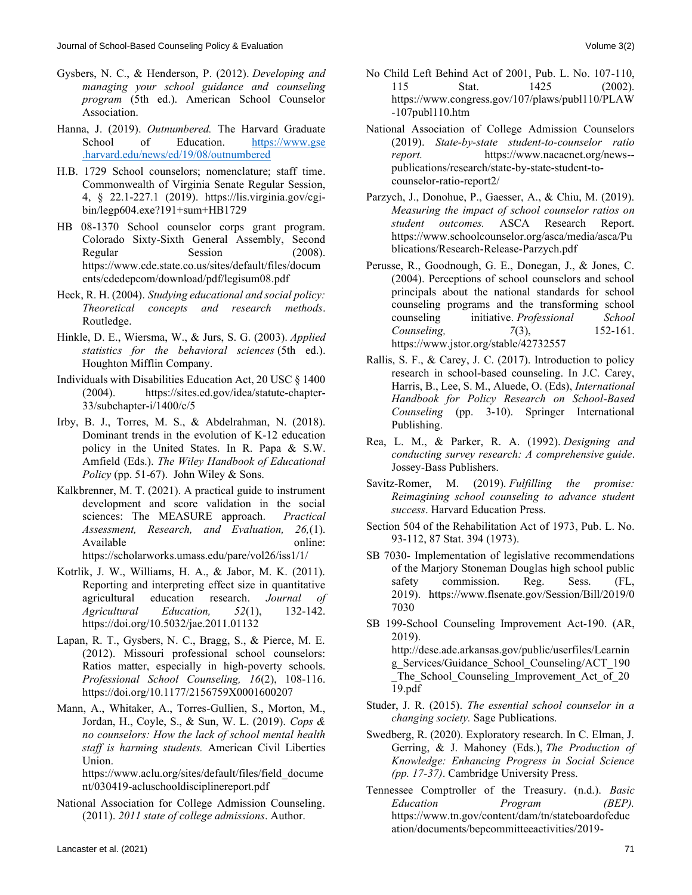Gysbers, N. C., & Henderson, P. (2012). *Developing and managing your school guidance and counseling program* (5th ed.). American School Counselor Association.

Hanna, J. (2019). *Outnumbered.* The Harvard Graduate School of Education. https://www.gse.harvard.edu/news/ed/19/08/outnumbered

H.B. 1729 School counselors; nomenclature; staff time. Commonwealth of Virginia Senate Regular Session, 4, § 22.1-227.1 (2019). https://lis.virginia.gov/cgi-bin/legp604.exe?191+sum+HB1729

HB 08-1370 School counselor corps grant program. Colorado Sixty-Sixth General Assembly, Second Regular Session (2008). https://www.cde.state.co.us/sites/default/files/documents/cdedepcom/download/pdf/legisum08.pdf

Heck, R. H. (2004). *Studying educational and social policy: Theoretical concepts and research methods*. Routledge.

Hinkle, D. E., Wiersma, W., & Jurs, S. G. (2003). *Applied statistics for the behavioral sciences* (5th ed.). Houghton Mifflin Company.

Individuals with Disabilities Education Act, 20 USC § 1400 (2004). https://sites.ed.gov/idea/statute-chapter-33/subchapter-i/1400/c/5

Irby, B. J., Torres, M. S., & Abdelrahman, N. (2018). Dominant trends in the evolution of K-12 education policy in the United States. In R. Papa & S.W. Amfield (Eds.). *The Wiley Handbook of Educational Policy* (pp. 51-67). John Wiley & Sons.

Kalkbrenner, M. T. (2021). A practical guide to instrument development and score validation in the social sciences: The MEASURE approach. *Practical Assessment, Research, and Evaluation, 26,*(1). Available online: https://scholarworks.umass.edu/pare/vol26/iss1/1/

Kotrlik, J. W., Williams, H. A., & Jabor, M. K. (2011). Reporting and interpreting effect size in quantitative agricultural education research. *Journal of Agricultural Education, 52*(1), 132-142. https://doi.org/10.5032/jae.2011.01132

Lapan, R. T., Gysbers, N. C., Bragg, S., & Pierce, M. E. (2012). Missouri professional school counselors: Ratios matter, especially in high-poverty schools. *Professional School Counseling, 16*(2), 108-116. https://doi.org/10.1177/2156759X0001600207

Mann, A., Whitaker, A., Torres-Gullien, S., Morton, M., Jordan, H., Coyle, S., & Sun, W. L. (2019). *Cops & no counselors: How the lack of school mental health staff is harming students.* American Civil Liberties Union. https://www.aclu.org/sites/default/files/field_document/030419-acluschooldisciplinereport.pdf

National Association for College Admission Counseling. (2011). *2011 state of college admissions*. Author.

No Child Left Behind Act of 2001, Pub. L. No. 107-110, 115 Stat. 1425 (2002). https://www.congress.gov/107/plaws/publ110/PLAW-107publ110.htm

National Association of College Admission Counselors (2019). *State-by-state student-to-counselor ratio report.* https://www.nacacnet.org/news--publications/research/state-by-state-student-to-counselor-ratio-report2/

Parzych, J., Donohue, P., Gaesser, A., & Chiu, M. (2019). *Measuring the impact of school counselor ratios on student outcomes.* ASCA Research Report. https://www.schoolcounselor.org/asca/media/asca/Publications/Research-Release-Parzych.pdf

Perusse, R., Goodnough, G. E., Donegan, J., & Jones, C. (2004). Perceptions of school counselors and school principals about the national standards for school counseling programs and the transforming school counseling initiative. *Professional School Counseling, 7*(3), 152-161. https://www.jstor.org/stable/42732557

Rallis, S. F., & Carey, J. C. (2017). Introduction to policy research in school-based counseling. In J.C. Carey, Harris, B., Lee, S. M., Aluede, O. (Eds), *International Handbook for Policy Research on School-Based Counseling* (pp. 3-10). Springer International Publishing.

Rea, L. M., & Parker, R. A. (1992). *Designing and conducting survey research: A comprehensive guide*. Jossey-Bass Publishers.

Savitz-Romer, M. (2019). *Fulfilling the promise: Reimagining school counseling to advance student success*. Harvard Education Press.

Section 504 of the Rehabilitation Act of 1973, Pub. L. No. 93-112, 87 Stat. 394 (1973).

SB 7030- Implementation of legislative recommendations of the Marjory Stoneman Douglas high school public safety commission. Reg. Sess. (FL, 2019). https://www.flsenate.gov/Session/Bill/2019/07030

SB 199-School Counseling Improvement Act-190. (AR, 2019). http://dese.ade.arkansas.gov/public/userfiles/Learning_Services/Guidance_School_Counseling/ACT_190_The_School_Counseling_Improvement_Act_of_2019.pdf

Studer, J. R. (2015). *The essential school counselor in a changing society.* Sage Publications.

Swedberg, R. (2020). Exploratory research. In C. Elman, J. Gerring, & J. Mahoney (Eds.), *The Production of Knowledge: Enhancing Progress in Social Science (pp. 17-37)*. Cambridge University Press.

Tennessee Comptroller of the Treasury. (n.d.). *Basic Education Program (BEP).* https://www.tn.gov/content/dam/tn/stateboardofeducation/documents/bepcommitteeactivities/2019-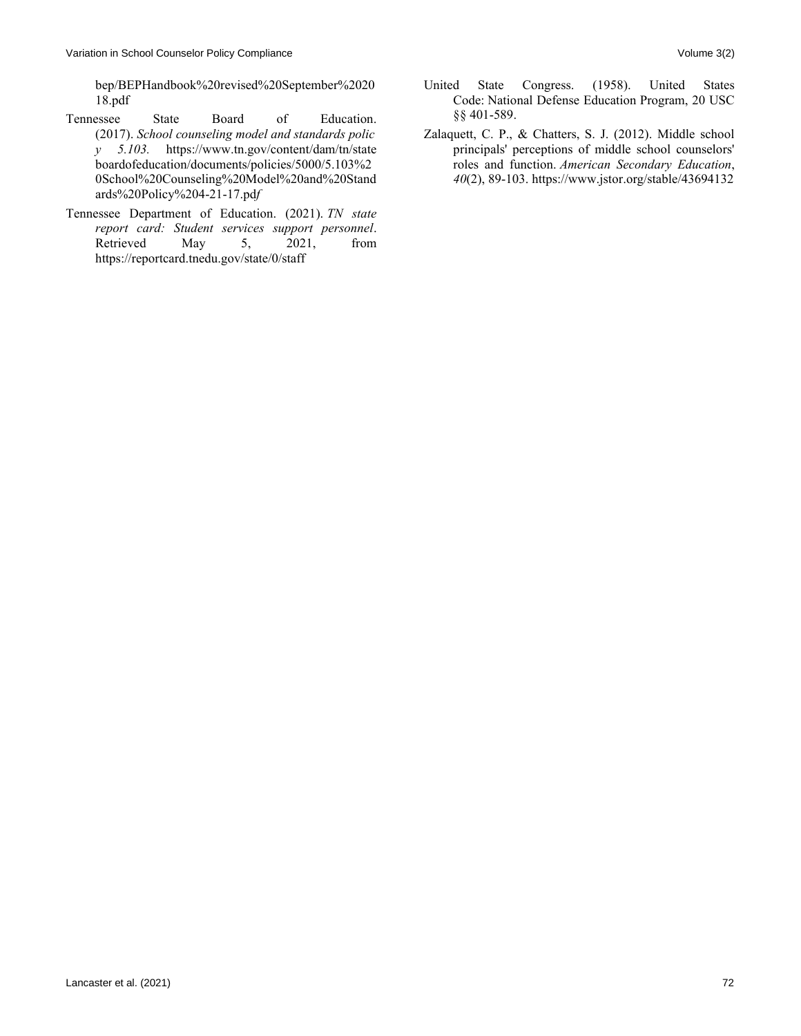bep/BEPHandbook%20revised%20September%202018.pdf

Tennessee State Board of Education. (2017). *School counseling model and standards policy 5.103.* https://www.tn.gov/content/dam/tn/stateboardofeducation/documents/policies/5000/5.103%20School%20Counseling%20Model%20and%20Standards%20Policy%204-21-17.pdf

Tennessee Department of Education. (2021). *TN state report card: Student services support personnel*. Retrieved May 5, 2021, from https://reportcard.tnedu.gov/state/0/staff

United State Congress. (1958). United States Code: National Defense Education Program, 20 USC §§ 401-589.

Zalaquett, C. P., & Chatters, S. J. (2012). Middle school principals' perceptions of middle school counselors' roles and function. *American Secondary Education*, *40*(2), 89-103. https://www.jstor.org/stable/43694132